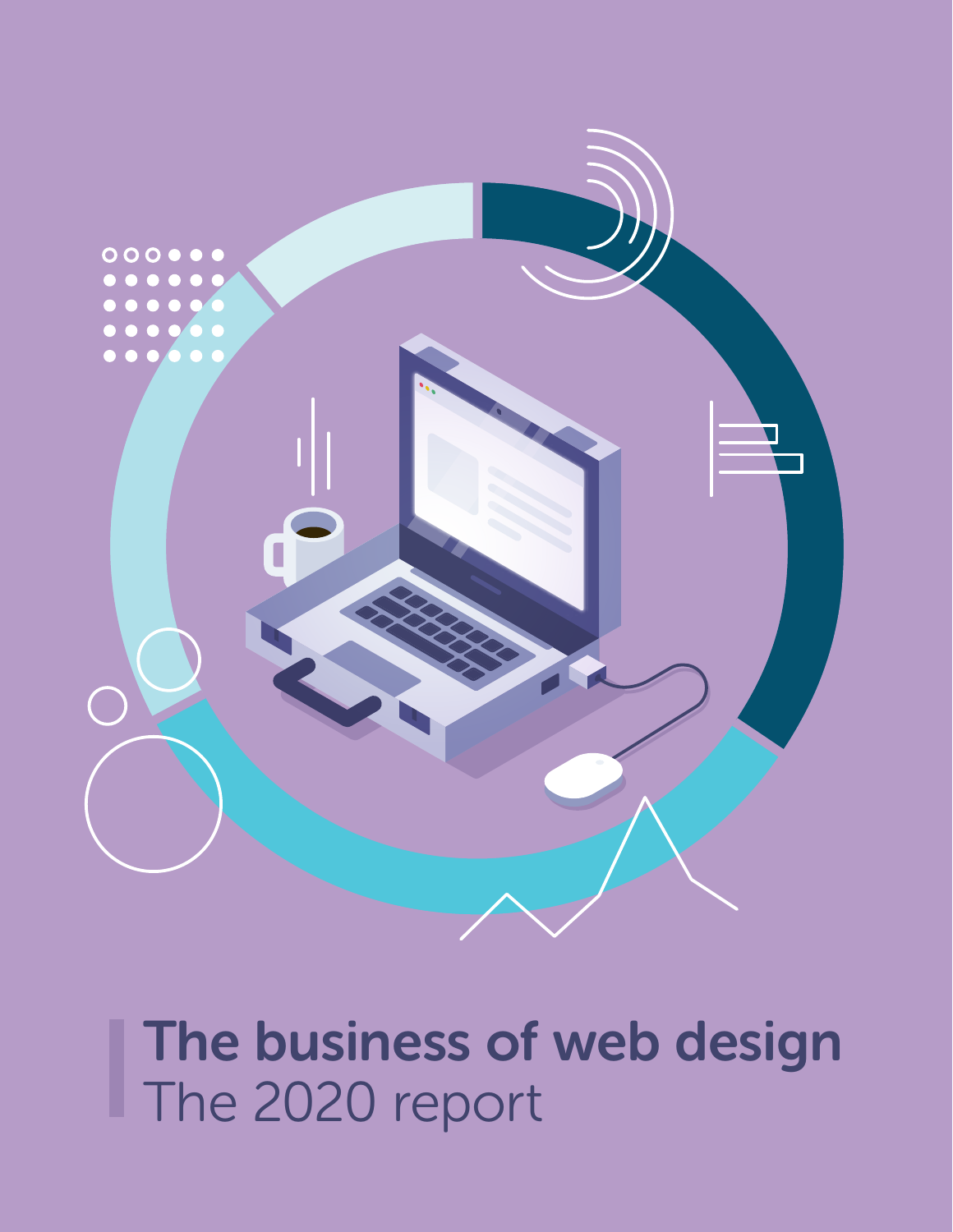# The business of web design

The 2020 report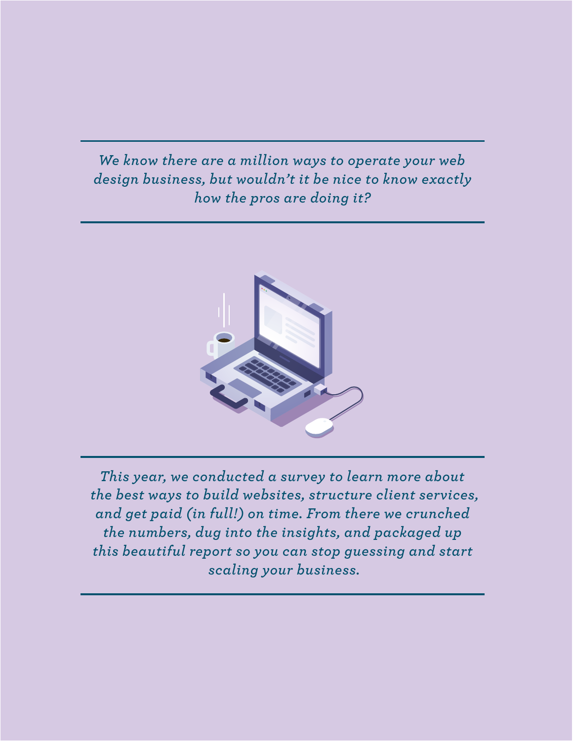*We know there are a million ways to operate your web design business, but wouldn't it be nice to know exactly how the pros are doing it?*

---

*This year, we conducted a survey to learn more about the best ways to build websites, structure client services, and get paid (in full!) on time. From there we crunched the numbers, dug into the insights, and packaged up this beautiful report so you can stop guessing and start scaling your business.*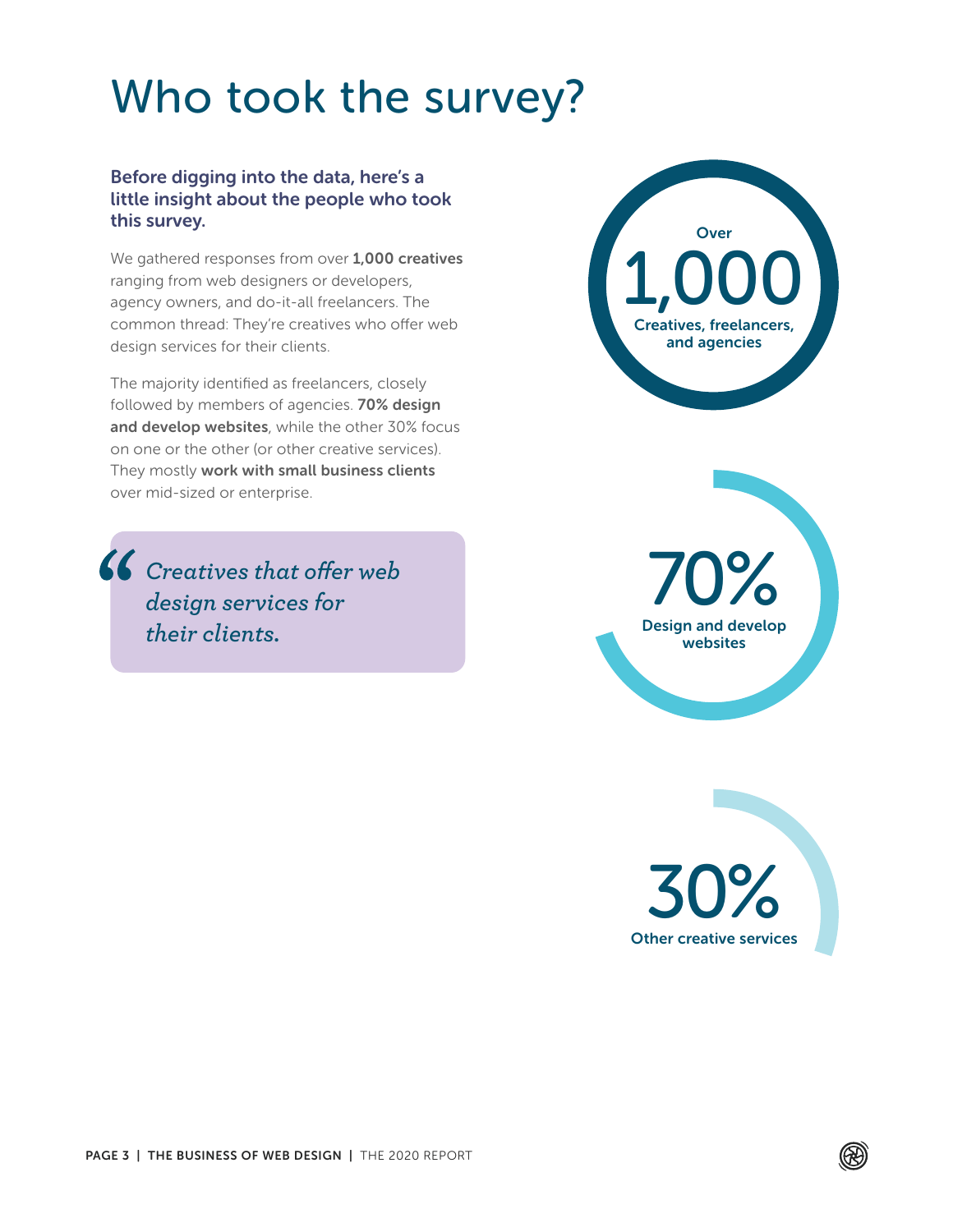# Who took the survey?

**Before digging into the data, here's a little insight about the people who took this survey.**

We gathered responses from over **1,000 creatives** ranging from web designers or developers, agency owners, and do-it-all freelancers. The common thread: They're creatives who offer web design services for their clients.

The majority identified as freelancers, closely followed by members of agencies. **70% design and develop websites**, while the other 30% focus on one or the other (or other creative services). They mostly **work with small business clients** over mid-sized or enterprise.

> *"Creatives that offer web design services for their clients.*

Over **1,000** Creatives, freelancers, and agencies

**70%** Design and develop websites

**30%** Other creative services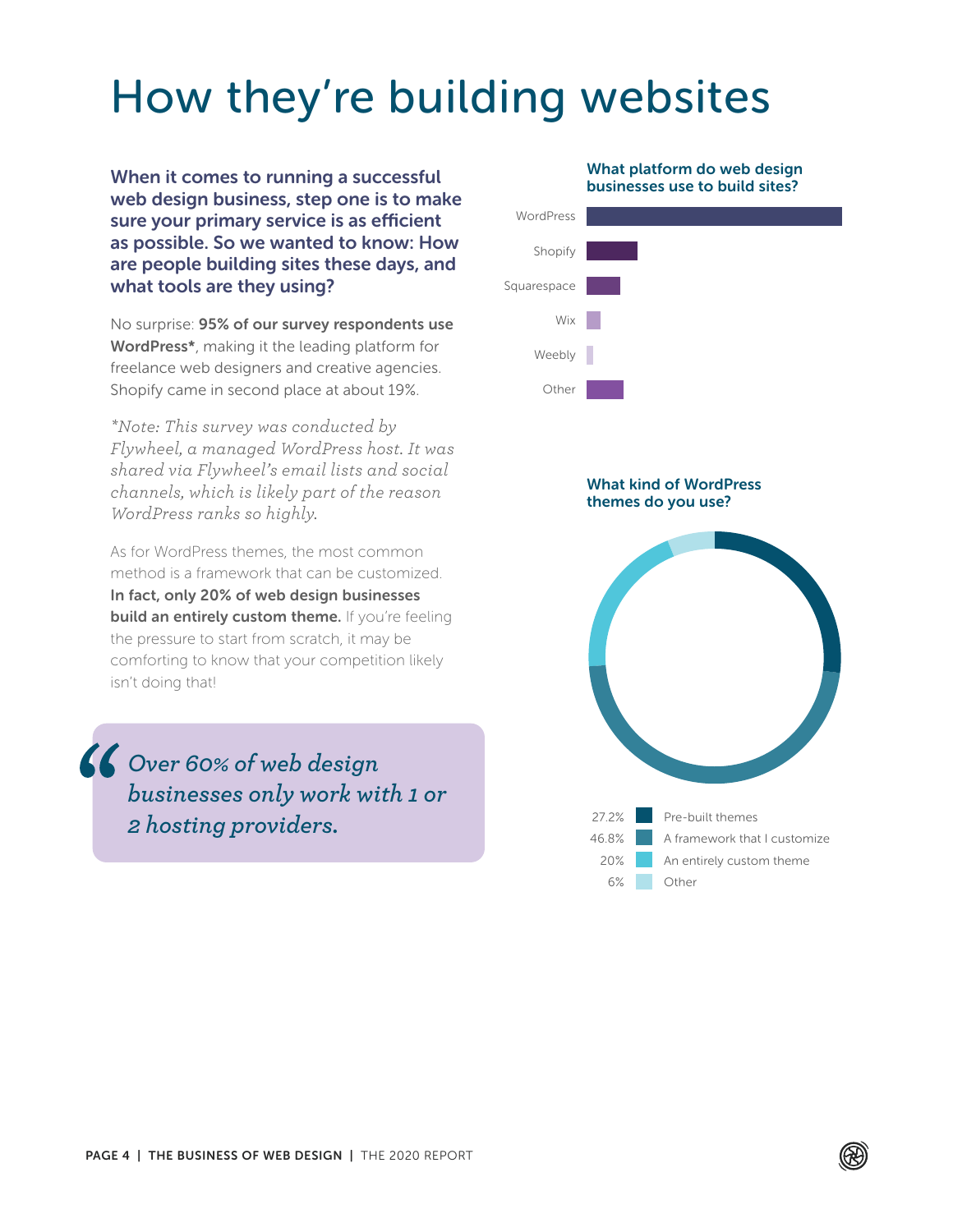# How they're building websites

**When it comes to running a successful web design business, step one is to make sure your primary service is as efficient as possible. So we wanted to know: How are people building sites these days, and what tools are they using?**

No surprise: **95% of our survey respondents use WordPress***, making it the leading platform for freelance web designers and creative agencies. Shopify came in second place at about 19%.

*\*Note: This survey was conducted by Flywheel, a managed WordPress host. It was shared via Flywheel's email lists and social channels, which is likely part of the reason WordPress ranks so highly.*

As for WordPress themes, the most common method is a framework that can be customized. **In fact, only 20% of web design businesses build an entirely custom theme.** If you're feeling the pressure to start from scratch, it may be comforting to know that your competition likely isn't doing that!

> *Over 60% of web design businesses only work with 1 or 2 hosting providers.*

**What platform do web design businesses use to build sites?**

- WordPress
- Shopify
- Squarespace
- Wix
- Weebly
- Other

**What kind of WordPress themes do you use?**

| Share | Theme type |
|---|---|
| 27.2% | Pre-built themes |
| 46.8% | A framework that I customize |
| 20% | An entirely custom theme |
| 6% | Other |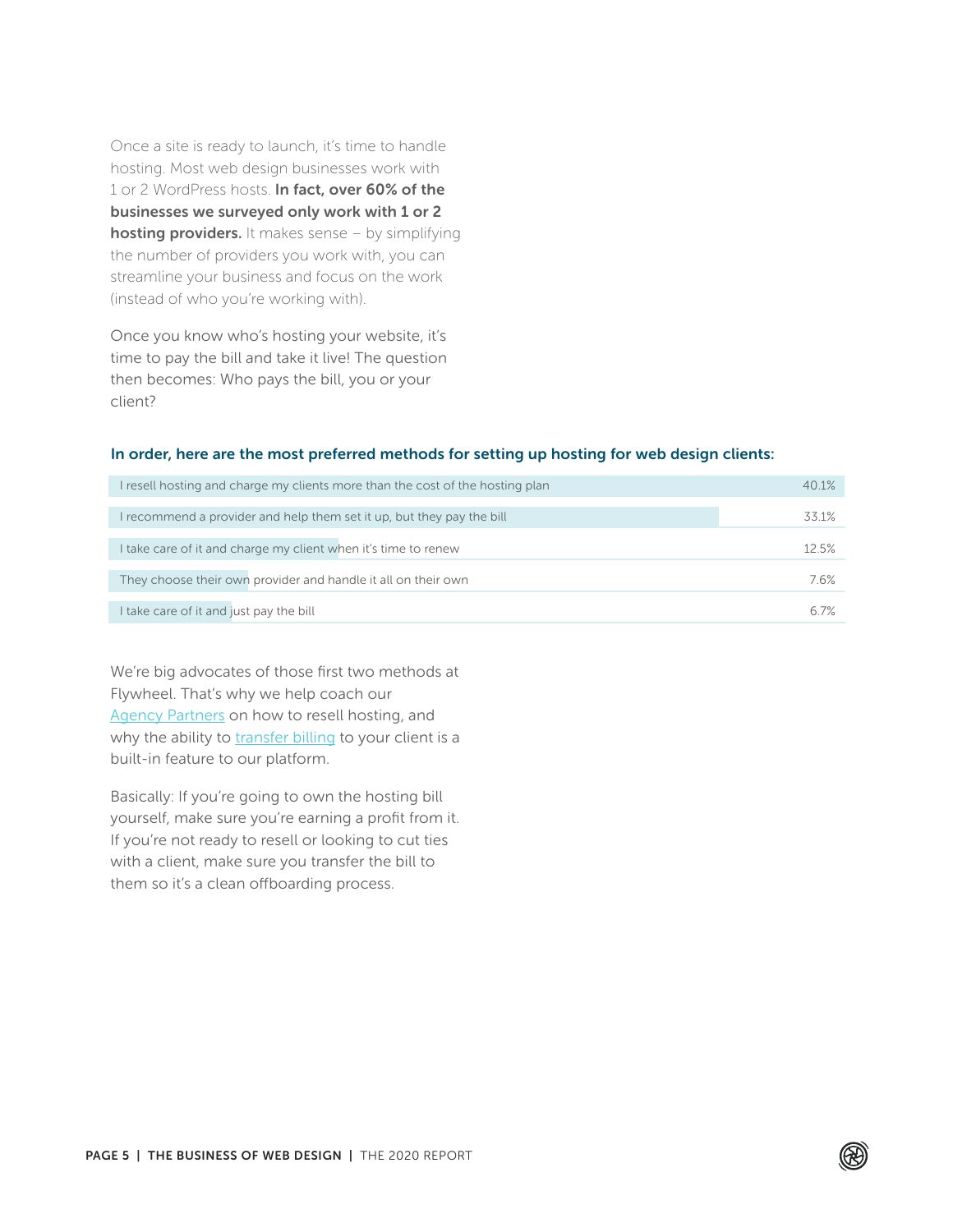Once a site is ready to launch, it's time to handle hosting. Most web design businesses work with 1 or 2 WordPress hosts. **In fact, over 60% of the businesses we surveyed only work with 1 or 2 hosting providers.** It makes sense – by simplifying the number of providers you work with, you can streamline your business and focus on the work (instead of who you're working with).

Once you know who's hosting your website, it's time to pay the bill and take it live! The question then becomes: Who pays the bill, you or your client?

**In order, here are the most preferred methods for setting up hosting for web design clients:**

| Method | Percentage |
| --- | --- |
| I resell hosting and charge my clients more than the cost of the hosting plan | 40.1% |
| I recommend a provider and help them set it up, but they pay the bill | 33.1% |
| I take care of it and charge my client when it's time to renew | 12.5% |
| They choose their own provider and handle it all on their own | 7.6% |
| I take care of it and just pay the bill | 6.7% |

We're big advocates of those first two methods at Flywheel. That's why we help coach our [Agency Partners] on how to resell hosting, and why the ability to [transfer billing] to your client is a built-in feature to our platform.

Basically: If you're going to own the hosting bill yourself, make sure you're earning a profit from it. If you're not ready to resell or looking to cut ties with a client, make sure you transfer the bill to them so it's a clean offboarding process.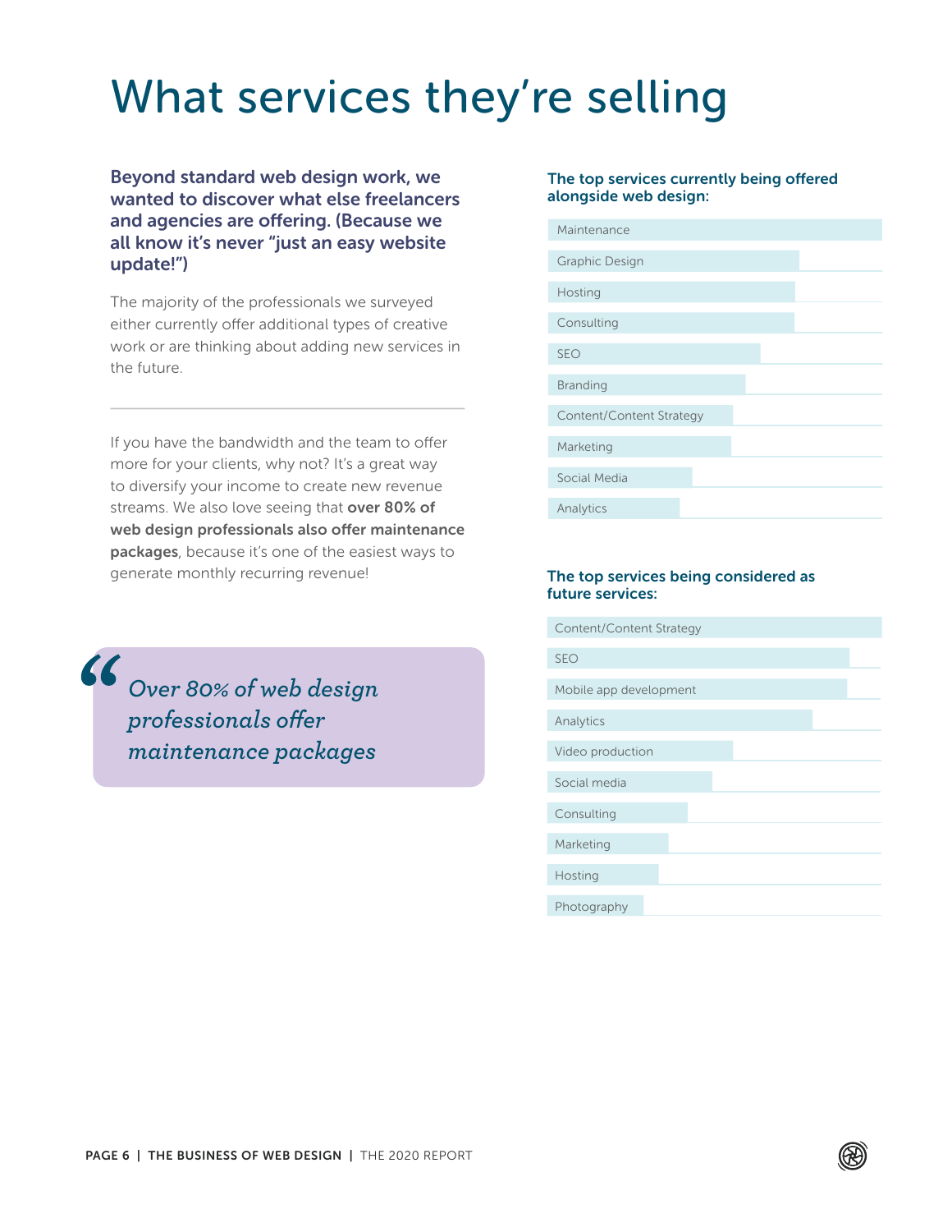# What services they're selling

**Beyond standard web design work, we wanted to discover what else freelancers and agencies are offering. (Because we all know it's never "just an easy website update!")**

The majority of the professionals we surveyed either currently offer additional types of creative work or are thinking about adding new services in the future.

---

If you have the bandwidth and the team to offer more for your clients, why not? It's a great way to diversify your income to create new revenue streams. We also love seeing that **over 80% of web design professionals also offer maintenance packages**, because it's one of the easiest ways to generate monthly recurring revenue!

> *Over 80% of web design professionals offer maintenance packages*

### The top services currently being offered alongside web design:

- Maintenance
- Graphic Design
- Hosting
- Consulting
- SEO
- Branding
- Content/Content Strategy
- Marketing
- Social Media
- Analytics

### The top services being considered as future services:

- Content/Content Strategy
- SEO
- Mobile app development
- Analytics
- Video production
- Social media
- Consulting
- Marketing
- Hosting
- Photography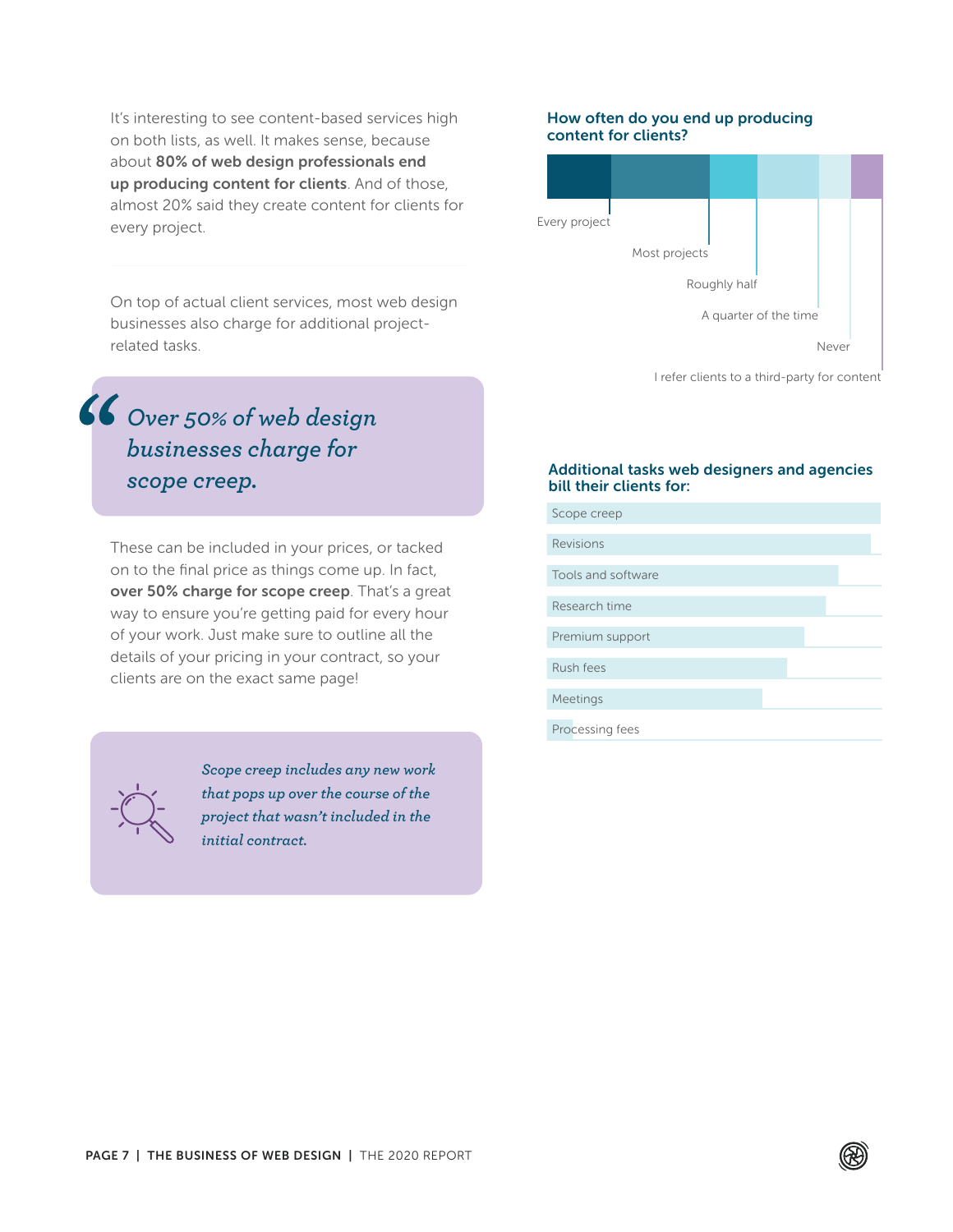It's interesting to see content-based services high on both lists, as well. It makes sense, because about **80% of web design professionals end up producing content for clients**. And of those, almost 20% said they create content for clients for every project.

On top of actual client services, most web design businesses also charge for additional project-related tasks.

> *Over 50% of web design businesses charge for scope creep.*

These can be included in your prices, or tacked on to the final price as things come up. In fact, **over 50% charge for scope creep**. That's a great way to ensure you're getting paid for every hour of your work. Just make sure to outline all the details of your pricing in your contract, so your clients are on the exact same page!

*Scope creep includes any new work that pops up over the course of the project that wasn't included in the initial contract.*

### How often do you end up producing content for clients?

- Every project
- Most projects
- Roughly half
- A quarter of the time
- Never
- I refer clients to a third-party for content

### Additional tasks web designers and agencies bill their clients for:

- Scope creep
- Revisions
- Tools and software
- Research time
- Premium support
- Rush fees
- Meetings
- Processing fees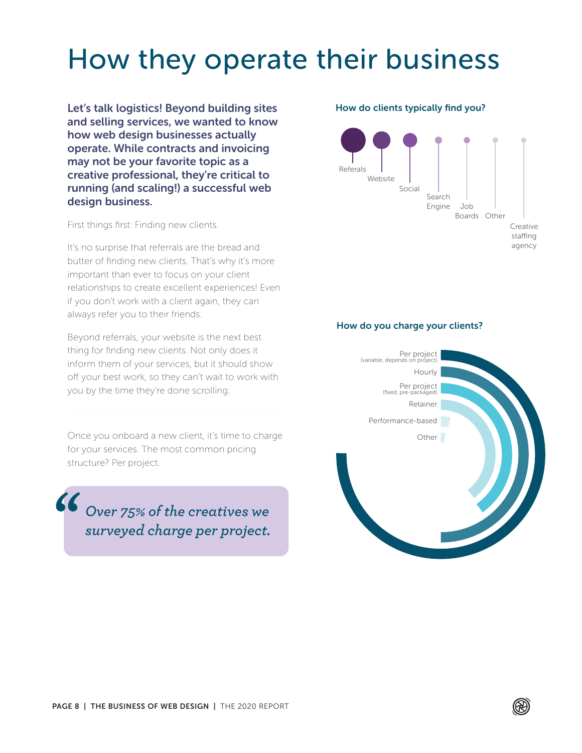# How they operate their business

**Let's talk logistics! Beyond building sites and selling services, we wanted to know how web design businesses actually operate. While contracts and invoicing may not be your favorite topic as a creative professional, they're critical to running (and scaling!) a successful web design business.**

First things first: Finding new clients.

It's no surprise that referrals are the bread and butter of finding new clients. That's why it's more important than ever to focus on your client relationships to create excellent experiences! Even if you don't work with a client again, they can always refer you to their friends.

Beyond referrals, your website is the next best thing for finding new clients. Not only does it inform them of your services, but it should show off your best work, so they can't wait to work with you by the time they're done scrolling.

Once you onboard a new client, it's time to charge for your services. The most common pricing structure? Per project.

> *Over 75% of the creatives we surveyed charge per project.*

### How do clients typically find you?

- Referals
- Website
- Social
- Search Engine
- Job Boards
- Other
- Creative staffing agency

### How do you charge your clients?

- Per project (variable, depends on project)
- Hourly
- Per project (fixed, pre-packaged)
- Retainer
- Performance-based
- Other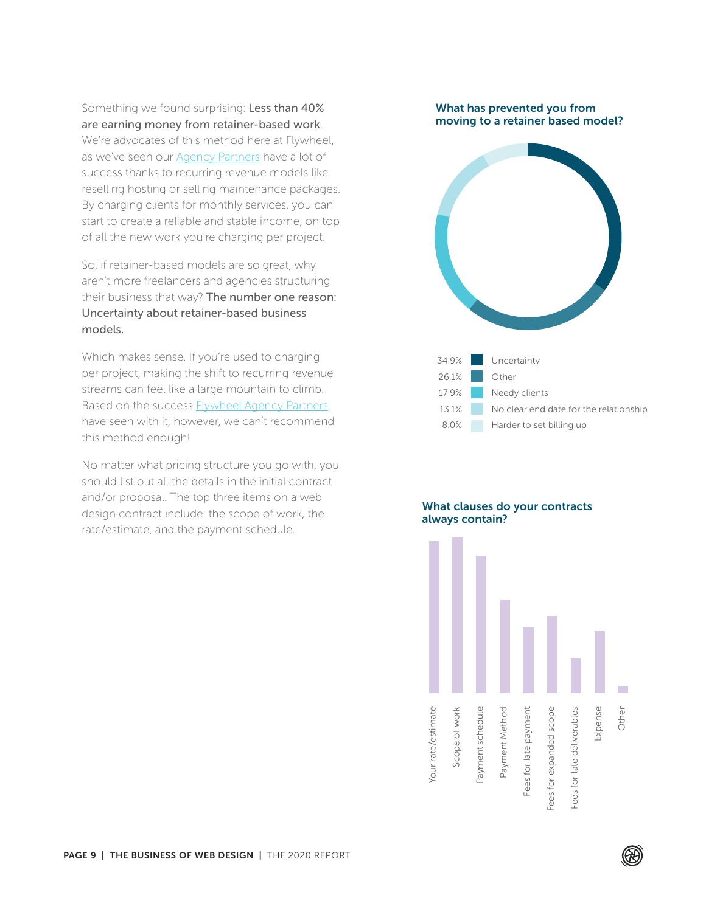Something we found surprising: **Less than 40% are earning money from retainer-based work**. We're advocates of this method here at Flywheel, as we've seen our Agency Partners have a lot of success thanks to recurring revenue models like reselling hosting or selling maintenance packages. By charging clients for monthly services, you can start to create a reliable and stable income, on top of all the new work you're charging per project.

So, if retainer-based models are so great, why aren't more freelancers and agencies structuring their business that way? **The number one reason: Uncertainty about retainer-based business models.**

Which makes sense. If you're used to charging per project, making the shift to recurring revenue streams can feel like a large mountain to climb. Based on the success Flywheel Agency Partners have seen with it, however, we can't recommend this method enough!

No matter what pricing structure you go with, you should list out all the details in the initial contract and/or proposal. The top three items on a web design contract include: the scope of work, the rate/estimate, and the payment schedule.

### What has prevented you from moving to a retainer based model?

| Percentage | Reason |
|---|---|
| 34.9% | Uncertainty |
| 26.1% | Other |
| 17.9% | Needy clients |
| 13.1% | No clear end date for the relationship |
| 8.0% | Harder to set billing up |

### What clauses do your contracts always contain?

- Your rate/estimate
- Scope of work
- Payment schedule
- Payment Method
- Fees for late payment
- Fees for expanded scope
- Fees for late deliverables
- Expense
- Other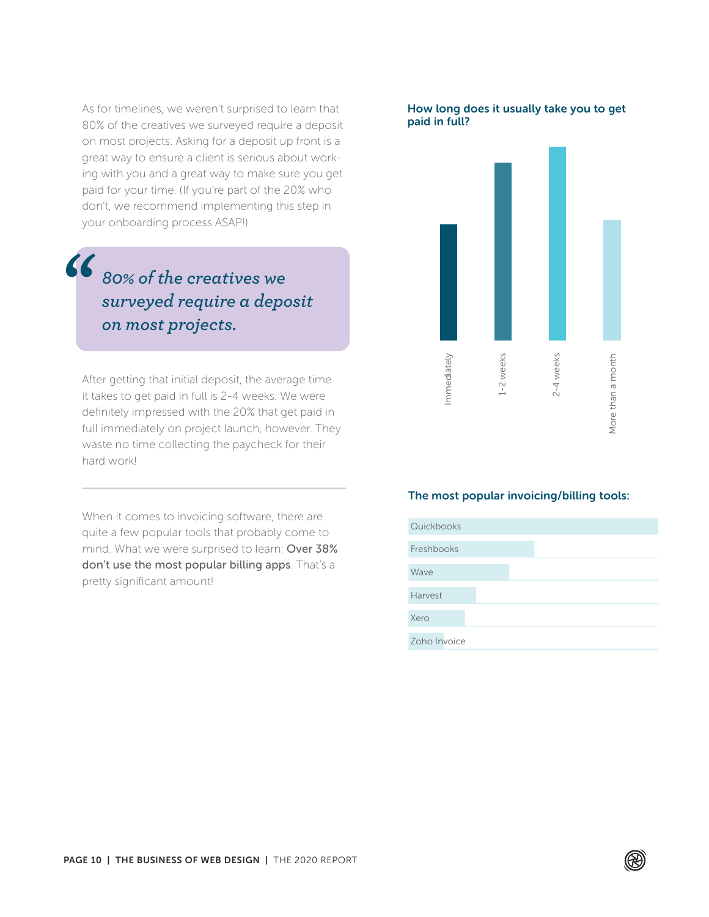As for timelines, we weren't surprised to learn that 80% of the creatives we surveyed require a deposit on most projects. Asking for a deposit up front is a great way to ensure a client is serious about working with you and a great way to make sure you get paid for your time. (If you're part of the 20% who don't, we recommend implementing this step in your onboarding process ASAP!)

> *80% of the creatives we surveyed require a deposit on most projects.*

After getting that initial deposit, the average time it takes to get paid in full is 2-4 weeks. We were definitely impressed with the 20% that get paid in full immediately on project launch, however. They waste no time collecting the paycheck for their hard work!

---

When it comes to invoicing software, there are quite a few popular tools that probably come to mind. What we were surprised to learn: **Over 38% don't use the most popular billing apps**. That's a pretty significant amount!

### How long does it usually take you to get paid in full?

- Immediately
- 1-2 weeks
- 2-4 weeks
- More than a month

### The most popular invoicing/billing tools:

- Quickbooks
- Freshbooks
- Wave
- Harvest
- Xero
- Zoho Invoice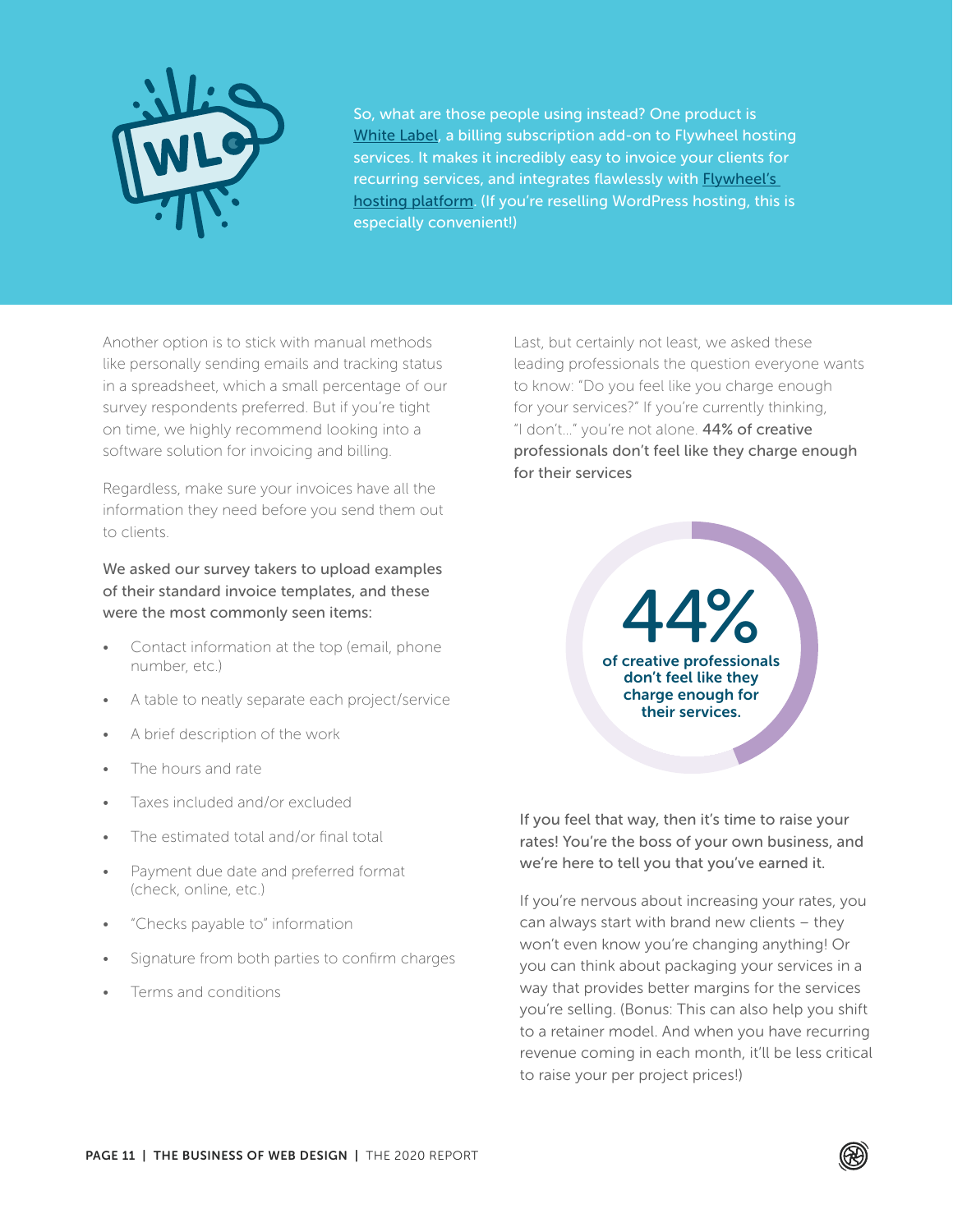So, what are those people using instead? One product is White Label, a billing subscription add-on to Flywheel hosting services. It makes it incredibly easy to invoice your clients for recurring services, and integrates flawlessly with Flywheel's hosting platform. (If you're reselling WordPress hosting, this is especially convenient!)

Another option is to stick with manual methods like personally sending emails and tracking status in a spreadsheet, which a small percentage of our survey respondents preferred. But if you're tight on time, we highly recommend looking into a software solution for invoicing and billing.

Regardless, make sure your invoices have all the information they need before you send them out to clients.

We asked our survey takers to upload examples of their standard invoice templates, and these were the most commonly seen items:

- Contact information at the top (email, phone number, etc.)
- A table to neatly separate each project/service
- A brief description of the work
- The hours and rate
- Taxes included and/or excluded
- The estimated total and/or final total
- Payment due date and preferred format (check, online, etc.)
- "Checks payable to" information
- Signature from both parties to confirm charges
- Terms and conditions

Last, but certainly not least, we asked these leading professionals the question everyone wants to know: "Do you feel like you charge enough for your services?" If you're currently thinking, "I don't..." you're not alone. **44% of creative professionals don't feel like they charge enough for their services**

**44%**

**of creative professionals don't feel like they charge enough for their services.**

If you feel that way, then it's time to raise your rates! You're the boss of your own business, and we're here to tell you that you've earned it.

If you're nervous about increasing your rates, you can always start with brand new clients – they won't even know you're changing anything! Or you can think about packaging your services in a way that provides better margins for the services you're selling. (Bonus: This can also help you shift to a retainer model. And when you have recurring revenue coming in each month, it'll be less critical to raise your per project prices!)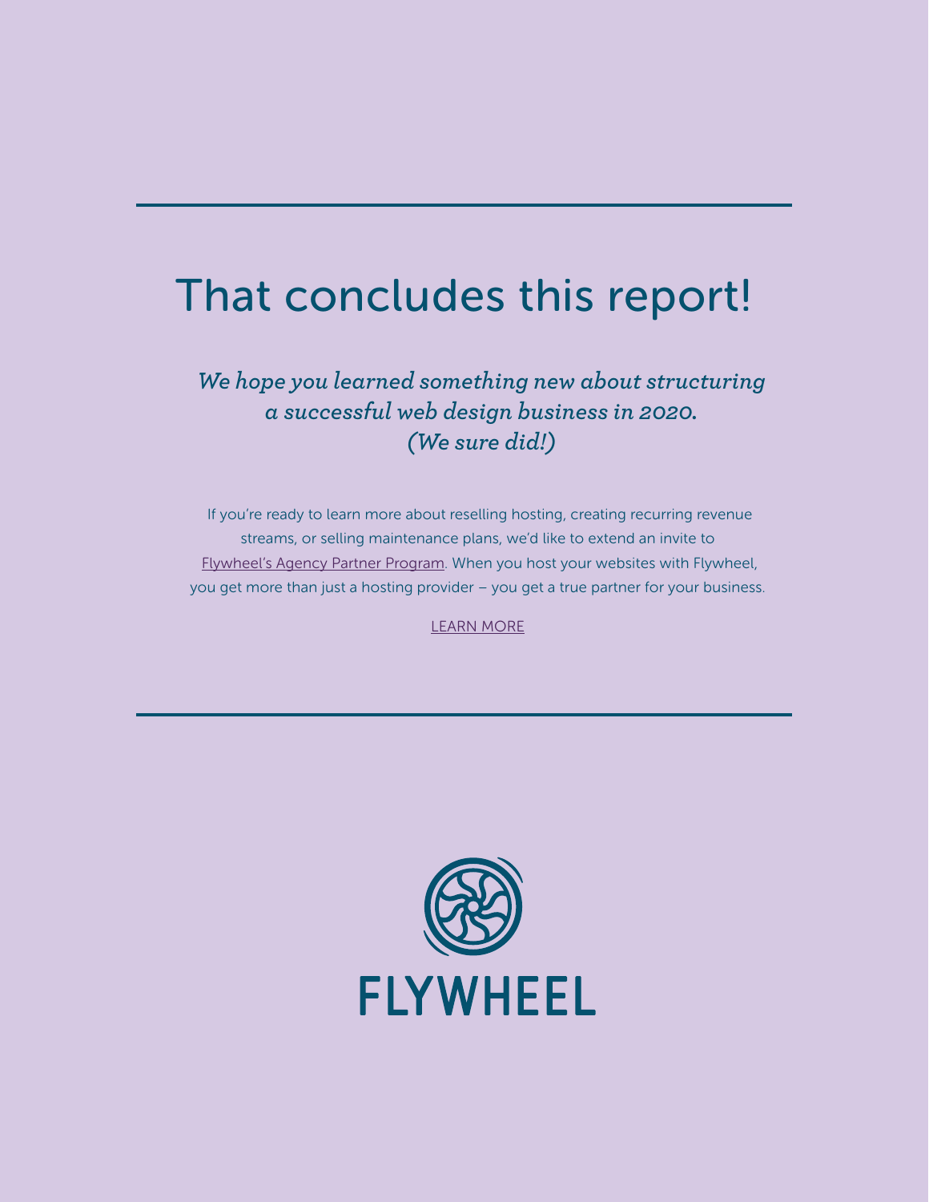# That concludes this report!

*We hope you learned something new about structuring a successful web design business in 2020. (We sure did!)*

If you're ready to learn more about reselling hosting, creating recurring revenue streams, or selling maintenance plans, we'd like to extend an invite to Flywheel's Agency Partner Program. When you host your websites with Flywheel, you get more than just a hosting provider – you get a true partner for your business.

LEARN MORE

FLYWHEEL